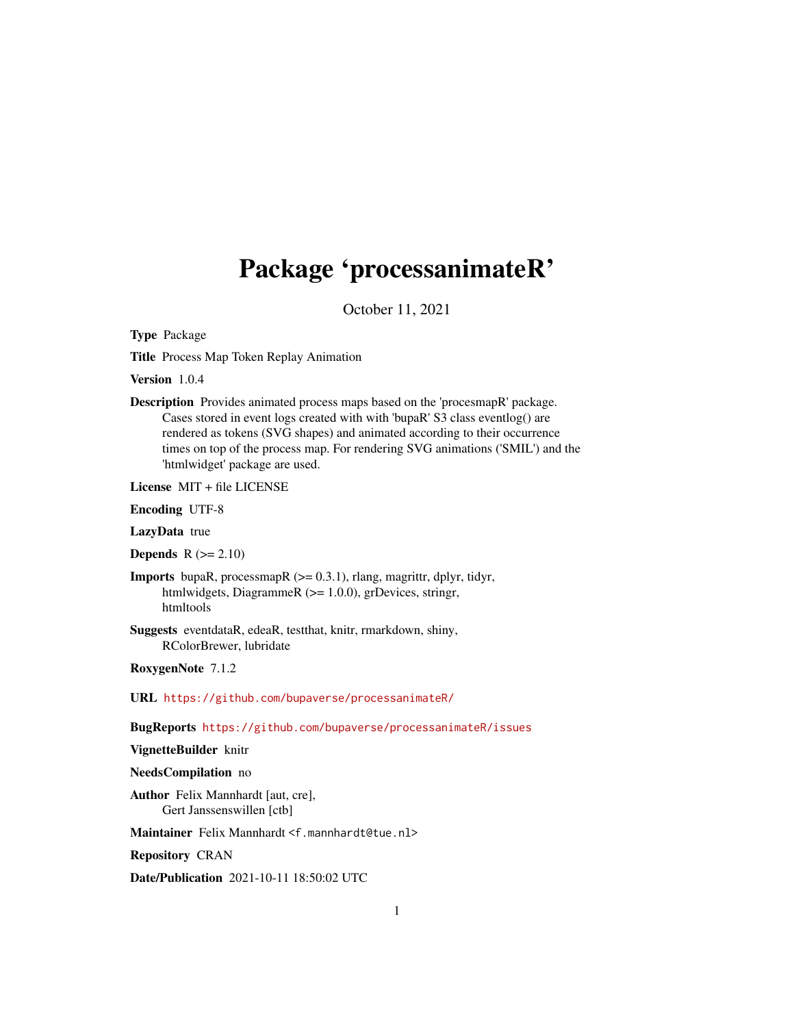# Package 'processanimateR'

October 11, 2021

**Type** Package

**Title** Process Map Token Replay Animation

**Version** 1.0.4

**Description** Provides animated process maps based on the 'procesmapR' package. Cases stored in event logs created with with 'bupaR' S3 class eventlog() are rendered as tokens (SVG shapes) and animated according to their occurrence times on top of the process map. For rendering SVG animations ('SMIL') and the 'htmlwidget' package are used.

**License** MIT + file LICENSE

**Encoding** UTF-8

**LazyData** true

**Depends** R (>= 2.10)

**Imports** bupaR, processmapR (>= 0.3.1), rlang, magrittr, dplyr, tidyr, htmlwidgets, DiagrammeR (>= 1.0.0), grDevices, stringr, htmltools

**Suggests** eventdataR, edeaR, testthat, knitr, rmarkdown, shiny, RColorBrewer, lubridate

**RoxygenNote** 7.1.2

**URL** https://github.com/bupaverse/processanimateR/

**BugReports** https://github.com/bupaverse/processanimateR/issues

**VignetteBuilder** knitr

**NeedsCompilation** no

**Author** Felix Mannhardt [aut, cre], Gert Janssenswillen [ctb]

**Maintainer** Felix Mannhardt <f.mannhardt@tue.nl>

**Repository** CRAN

**Date/Publication** 2021-10-11 18:50:02 UTC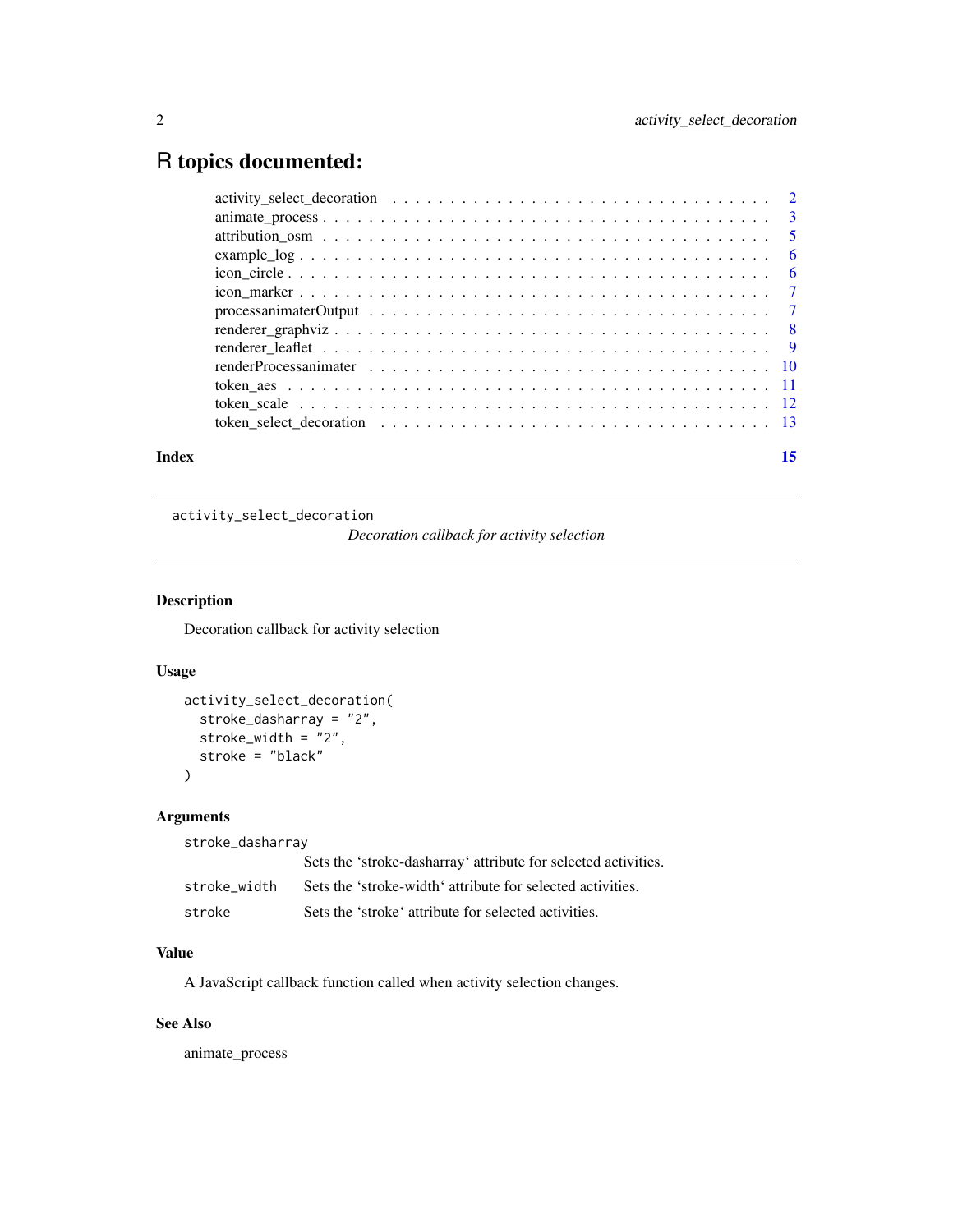# R topics documented:

- activity_select_decoration . . . . . . . . . . . . . . . . . . . . . . . . . . . . . . 2
- animate_process . . . . . . . . . . . . . . . . . . . . . . . . . . . . . . . . . . . . 3
- attribution_osm . . . . . . . . . . . . . . . . . . . . . . . . . . . . . . . . . . . . 5
- example_log . . . . . . . . . . . . . . . . . . . . . . . . . . . . . . . . . . . . . . 6
- icon_circle . . . . . . . . . . . . . . . . . . . . . . . . . . . . . . . . . . . . . . 6
- icon_marker . . . . . . . . . . . . . . . . . . . . . . . . . . . . . . . . . . . . . . 7
- processanimaterOutput . . . . . . . . . . . . . . . . . . . . . . . . . . . . . . . . 7
- renderer_graphviz . . . . . . . . . . . . . . . . . . . . . . . . . . . . . . . . . . . 8
- renderer_leaflet . . . . . . . . . . . . . . . . . . . . . . . . . . . . . . . . . . . . 9
- renderProcessanimater . . . . . . . . . . . . . . . . . . . . . . . . . . . . . . . . 10
- token_aes . . . . . . . . . . . . . . . . . . . . . . . . . . . . . . . . . . . . . . . 11
- token_scale . . . . . . . . . . . . . . . . . . . . . . . . . . . . . . . . . . . . . . 12
- token_select_decoration . . . . . . . . . . . . . . . . . . . . . . . . . . . . . . . 13

**Index** **15**

---

`activity_select_decoration` *Decoration callback for activity selection*

---

### Description

Decoration callback for activity selection

### Usage

```
activity_select_decoration(
  stroke_dasharray = "2",
  stroke_width = "2",
  stroke = "black"
)
```

### Arguments

| | |
|---|---|
| `stroke_dasharray` | Sets the ‘stroke-dasharray‘ attribute for selected activities. |
| `stroke_width` | Sets the ‘stroke-width‘ attribute for selected activities. |
| `stroke` | Sets the ‘stroke‘ attribute for selected activities. |

### Value

A JavaScript callback function called when activity selection changes.

### See Also

animate_process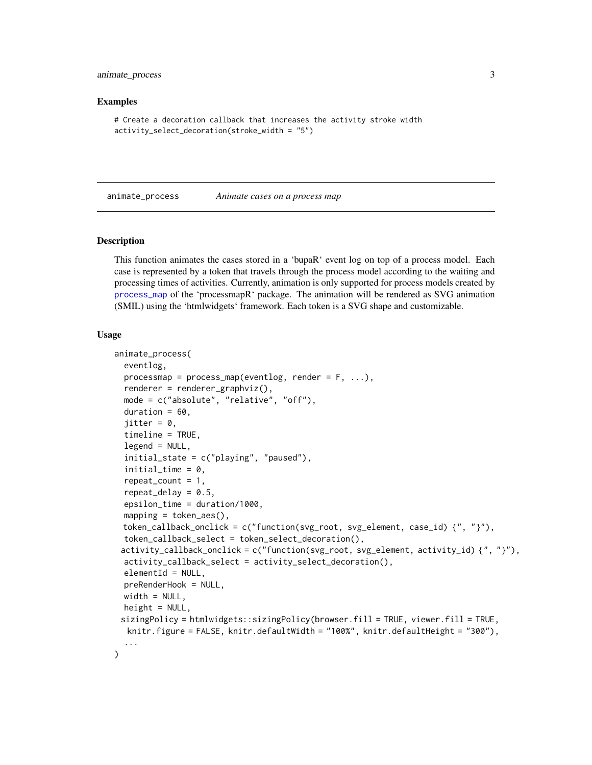### Examples

```
# Create a decoration callback that increases the activity stroke width
activity_select_decoration(stroke_width = "5")
```

## animate_process — *Animate cases on a process map*

### Description

This function animates the cases stored in a 'bupaR' event log on top of a process model. Each case is represented by a token that travels through the process model according to the waiting and processing times of activities. Currently, animation is only supported for process models created by process_map of the 'processmapR' package. The animation will be rendered as SVG animation (SMIL) using the 'htmlwidgets' framework. Each token is a SVG shape and customizable.

### Usage

```
animate_process(
  eventlog,
  processmap = process_map(eventlog, render = F, ...),
  renderer = renderer_graphviz(),
  mode = c("absolute", "relative", "off"),
  duration = 60,
  jitter = 0,
  timeline = TRUE,
  legend = NULL,
  initial_state = c("playing", "paused"),
  initial_time = 0,
  repeat_count = 1,
  repeat_delay = 0.5,
  epsilon_time = duration/1000,
  mapping = token_aes(),
  token_callback_onclick = c("function(svg_root, svg_element, case_id) {", "}"),
  token_callback_select = token_select_decoration(),
  activity_callback_onclick = c("function(svg_root, svg_element, activity_id) {", "}"),
  activity_callback_select = activity_select_decoration(),
  elementId = NULL,
  preRenderHook = NULL,
  width = NULL,
  height = NULL,
  sizingPolicy = htmlwidgets::sizingPolicy(browser.fill = TRUE, viewer.fill = TRUE,
    knitr.figure = FALSE, knitr.defaultWidth = "100%", knitr.defaultHeight = "300"),
  ...
)
```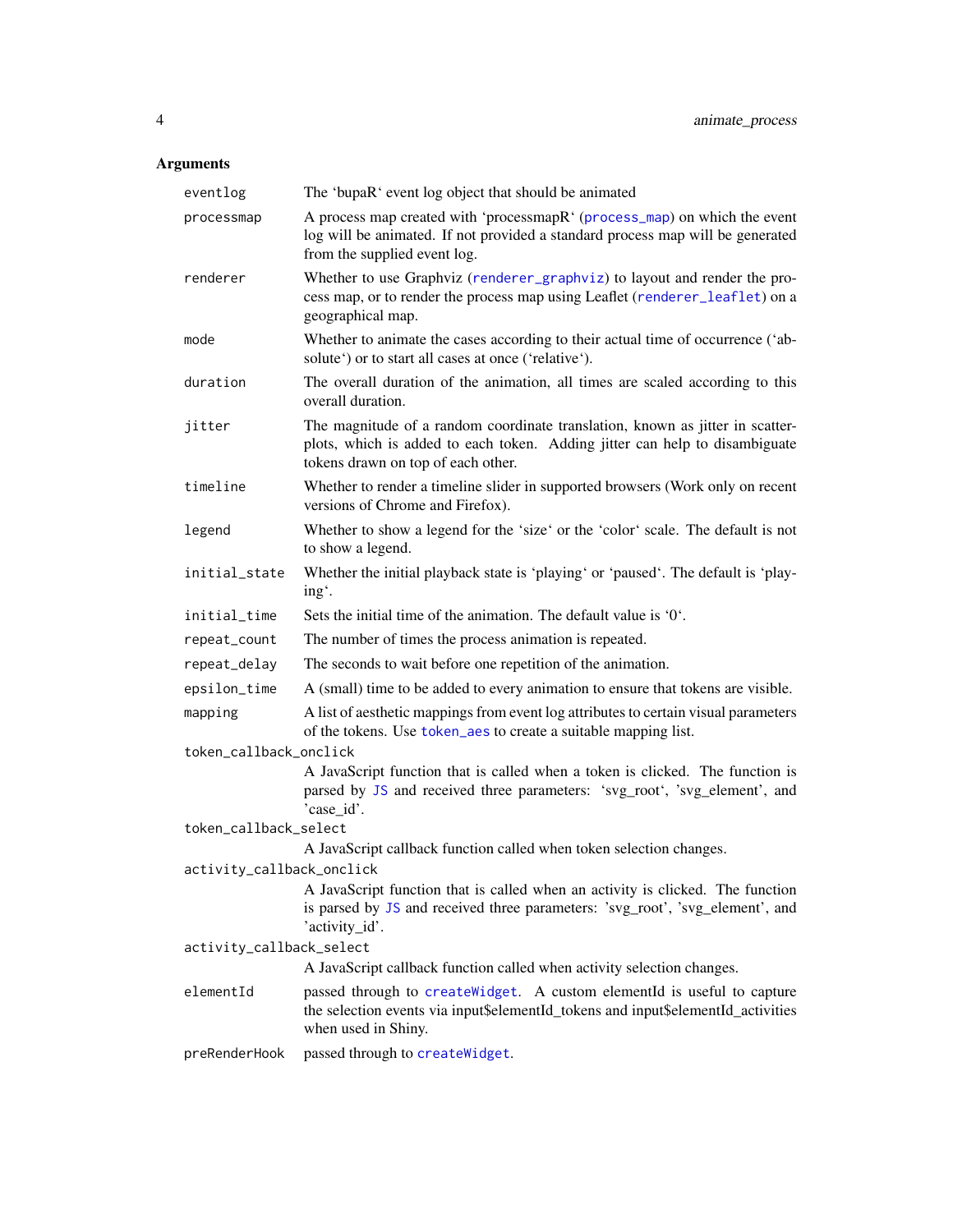## Arguments

| | |
|---|---|
| `eventlog` | The ‘bupaR‘ event log object that should be animated |
| `processmap` | A process map created with ‘processmapR‘ (`process_map`) on which the event log will be animated. If not provided a standard process map will be generated from the supplied event log. |
| `renderer` | Whether to use Graphviz (`renderer_graphviz`) to layout and render the process map, or to render the process map using Leaflet (`renderer_leaflet`) on a geographical map. |
| `mode` | Whether to animate the cases according to their actual time of occurrence (‘absolute‘) or to start all cases at once (‘relative‘). |
| `duration` | The overall duration of the animation, all times are scaled according to this overall duration. |
| `jitter` | The magnitude of a random coordinate translation, known as jitter in scatterplots, which is added to each token. Adding jitter can help to disambiguate tokens drawn on top of each other. |
| `timeline` | Whether to render a timeline slider in supported browsers (Work only on recent versions of Chrome and Firefox). |
| `legend` | Whether to show a legend for the ‘size‘ or the ‘color‘ scale. The default is not to show a legend. |
| `initial_state` | Whether the initial playback state is ‘playing‘ or ‘paused‘. The default is ‘playing‘. |
| `initial_time` | Sets the initial time of the animation. The default value is ‘0‘. |
| `repeat_count` | The number of times the process animation is repeated. |
| `repeat_delay` | The seconds to wait before one repetition of the animation. |
| `epsilon_time` | A (small) time to be added to every animation to ensure that tokens are visible. |
| `mapping` | A list of aesthetic mappings from event log attributes to certain visual parameters of the tokens. Use `token_aes` to create a suitable mapping list. |
| `token_callback_onclick` | A JavaScript function that is called when a token is clicked. The function is parsed by `JS` and received three parameters: ‘svg_root‘, ‘svg_element’, and ’case_id’. |
| `token_callback_select` | A JavaScript callback function called when token selection changes. |
| `activity_callback_onclick` | A JavaScript function that is called when an activity is clicked. The function is parsed by `JS` and received three parameters: ’svg_root’, ’svg_element’, and ’activity_id’. |
| `activity_callback_select` | A JavaScript callback function called when activity selection changes. |
| `elementId` | passed through to `createWidget`. A custom elementId is useful to capture the selection events via input$elementId_tokens and input$elementId_activities when used in Shiny. |
| `preRenderHook` | passed through to `createWidget`. |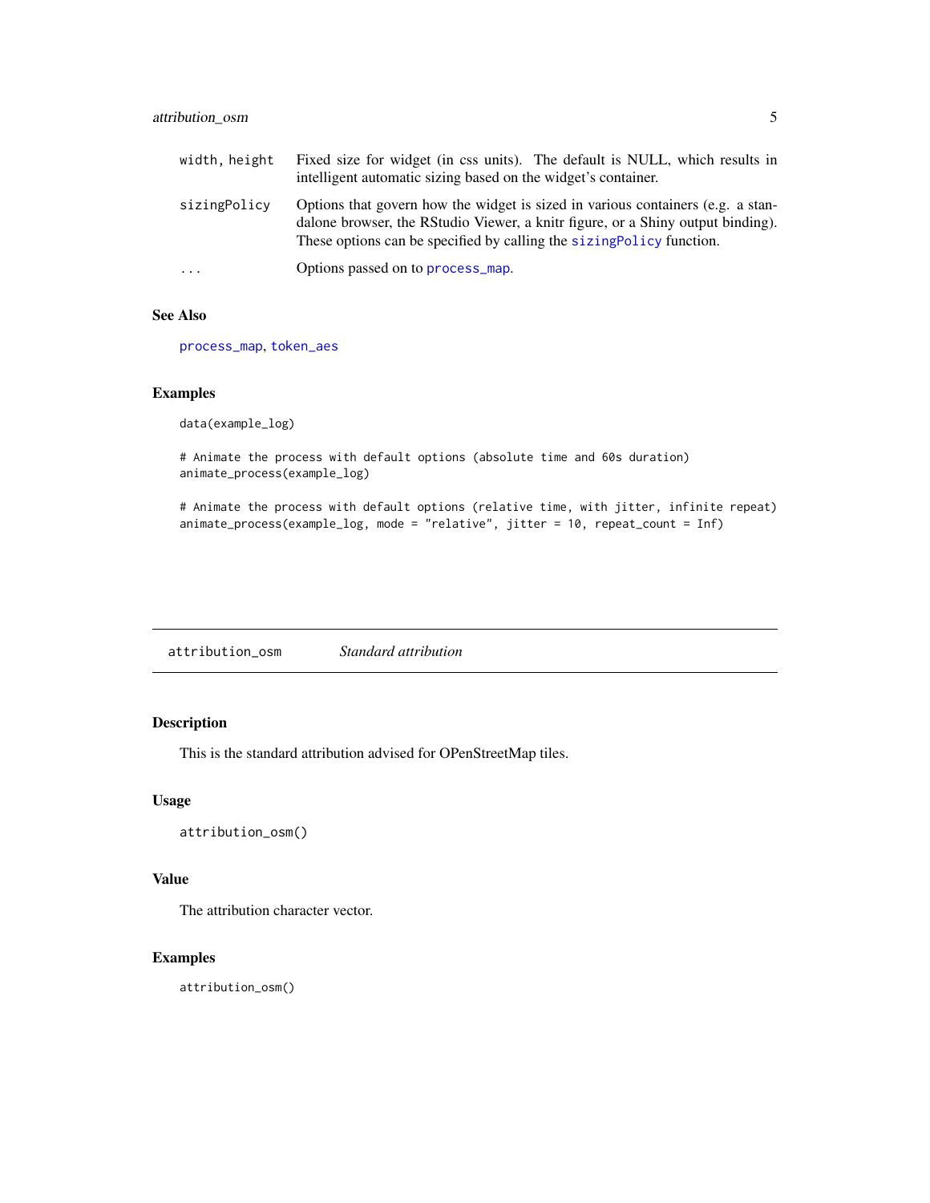| | |
|---|---|
| width, height | Fixed size for widget (in css units). The default is NULL, which results in intelligent automatic sizing based on the widget's container. |
| sizingPolicy | Options that govern how the widget is sized in various containers (e.g. a standalone browser, the RStudio Viewer, a knitr figure, or a Shiny output binding). These options can be specified by calling the sizingPolicy function. |
| ... | Options passed on to process_map. |

### See Also

process_map, token_aes

### Examples

```
data(example_log)

# Animate the process with default options (absolute time and 60s duration)
animate_process(example_log)

# Animate the process with default options (relative time, with jitter, infinite repeat)
animate_process(example_log, mode = "relative", jitter = 10, repeat_count = Inf)
```

---

## attribution_osm    *Standard attribution*

---

### Description

This is the standard attribution advised for OPenStreetMap tiles.

### Usage

```
attribution_osm()
```

### Value

The attribution character vector.

### Examples

```
attribution_osm()
```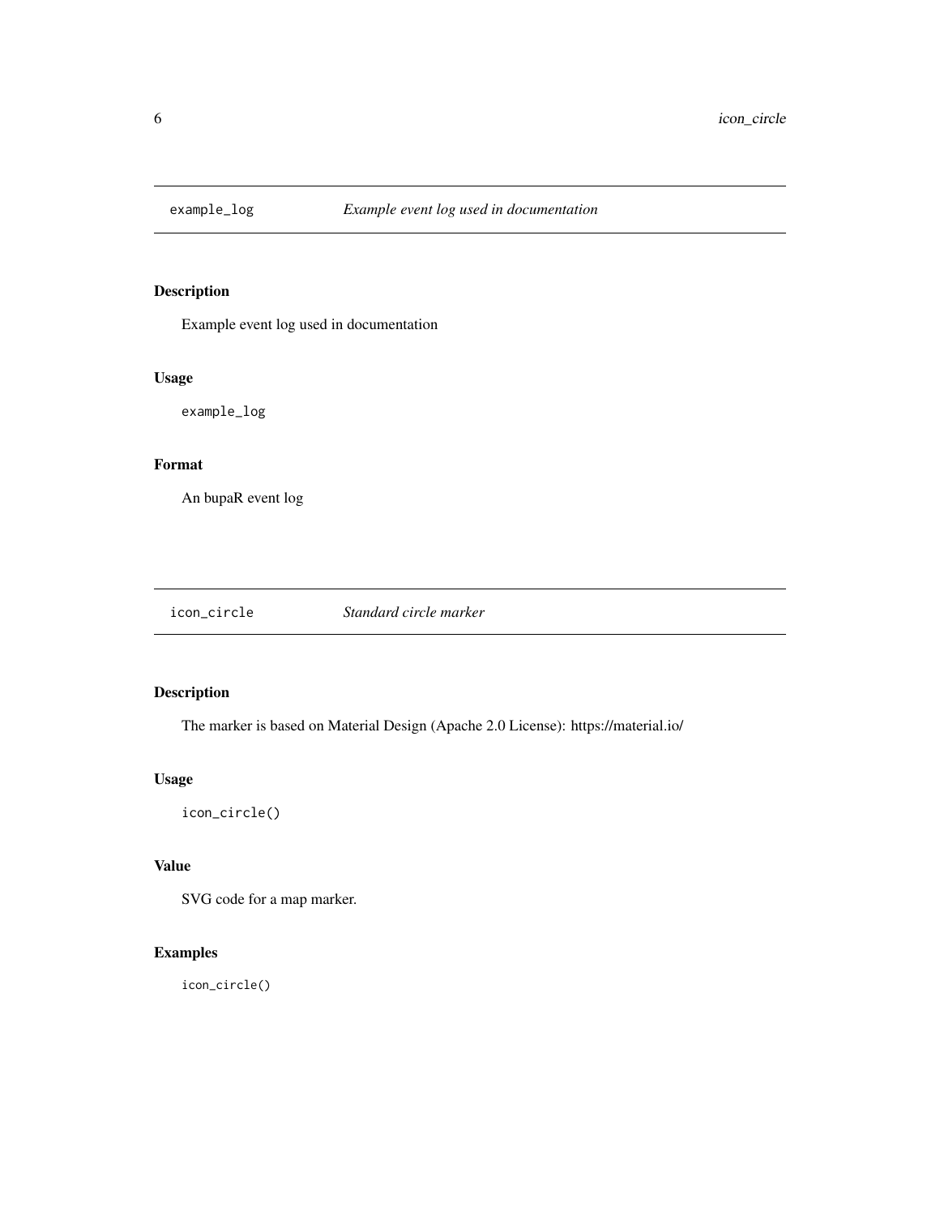## example_log — *Example event log used in documentation*

### Description

Example event log used in documentation

### Usage

```
example_log
```

### Format

An bupaR event log

## icon_circle — *Standard circle marker*

### Description

The marker is based on Material Design (Apache 2.0 License): https://material.io/

### Usage

```
icon_circle()
```

### Value

SVG code for a map marker.

### Examples

```
icon_circle()
```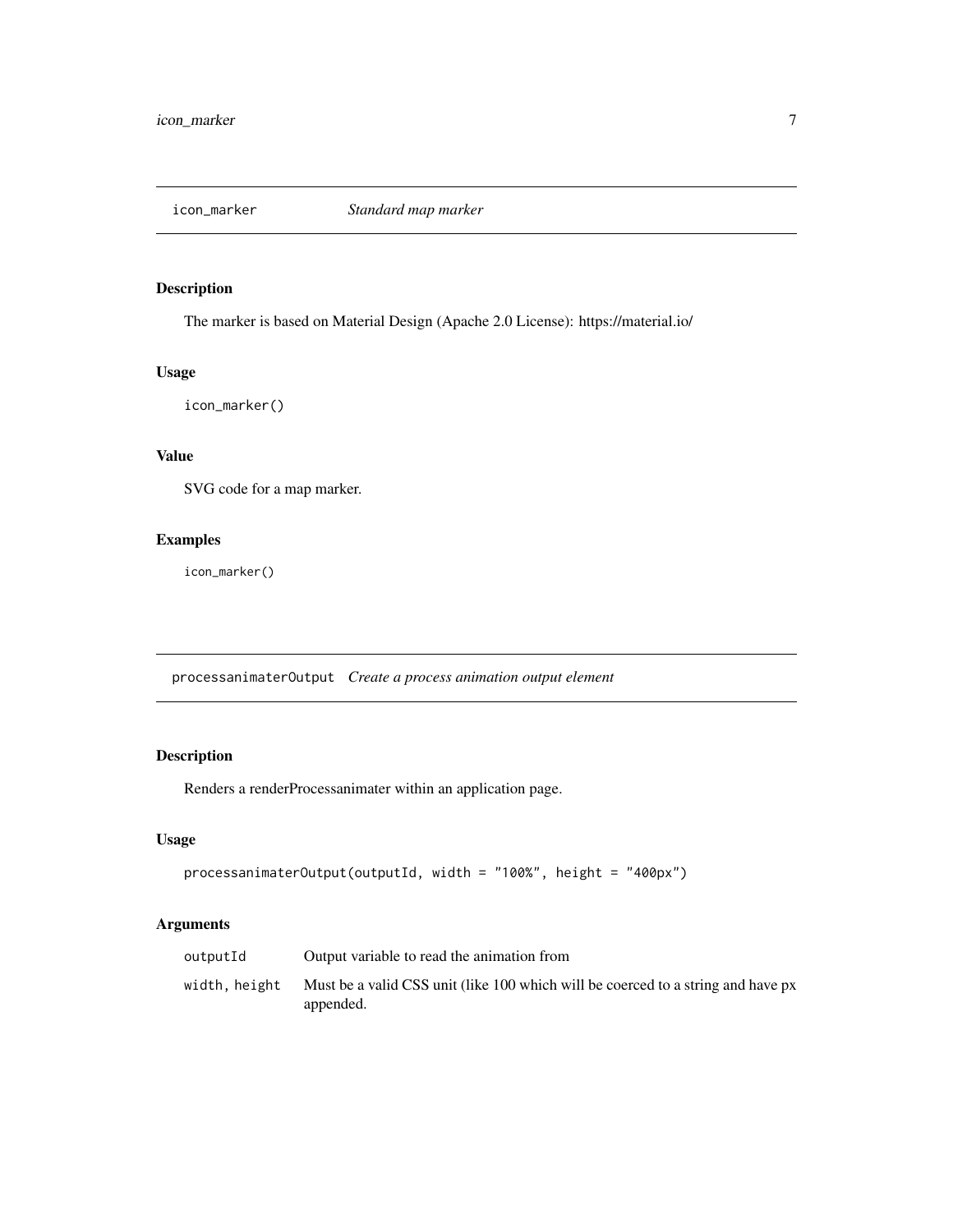## icon_marker — *Standard map marker*

### Description

The marker is based on Material Design (Apache 2.0 License): https://material.io/

### Usage

```
icon_marker()
```

### Value

SVG code for a map marker.

### Examples

```
icon_marker()
```

## processanimaterOutput — *Create a process animation output element*

### Description

Renders a renderProcessanimater within an application page.

### Usage

```
processanimaterOutput(outputId, width = "100%", height = "400px")
```

### Arguments

| | |
|---|---|
| `outputId` | Output variable to read the animation from |
| `width, height` | Must be a valid CSS unit (like 100 which will be coerced to a string and have px appended. |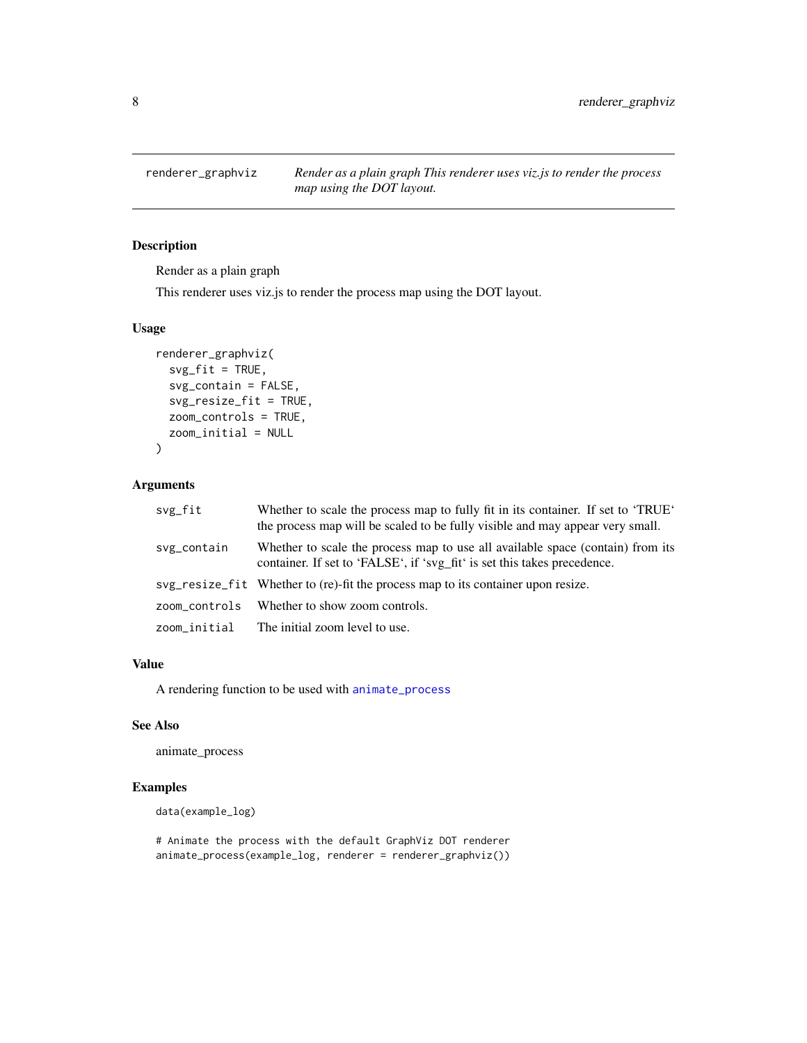# renderer_graphviz — *Render as a plain graph This renderer uses viz.js to render the process map using the DOT layout.*

## Description

Render as a plain graph

This renderer uses viz.js to render the process map using the DOT layout.

## Usage

```
renderer_graphviz(
  svg_fit = TRUE,
  svg_contain = FALSE,
  svg_resize_fit = TRUE,
  zoom_controls = TRUE,
  zoom_initial = NULL
)
```

## Arguments

| | |
|---|---|
| svg_fit | Whether to scale the process map to fully fit in its container. If set to 'TRUE' the process map will be scaled to be fully visible and may appear very small. |
| svg_contain | Whether to scale the process map to use all available space (contain) from its container. If set to 'FALSE', if 'svg_fit' is set this takes precedence. |
| svg_resize_fit | Whether to (re)-fit the process map to its container upon resize. |
| zoom_controls | Whether to show zoom controls. |
| zoom_initial | The initial zoom level to use. |

## Value

A rendering function to be used with `animate_process`

## See Also

animate_process

## Examples

```
data(example_log)

# Animate the process with the default GraphViz DOT renderer
animate_process(example_log, renderer = renderer_graphviz())
```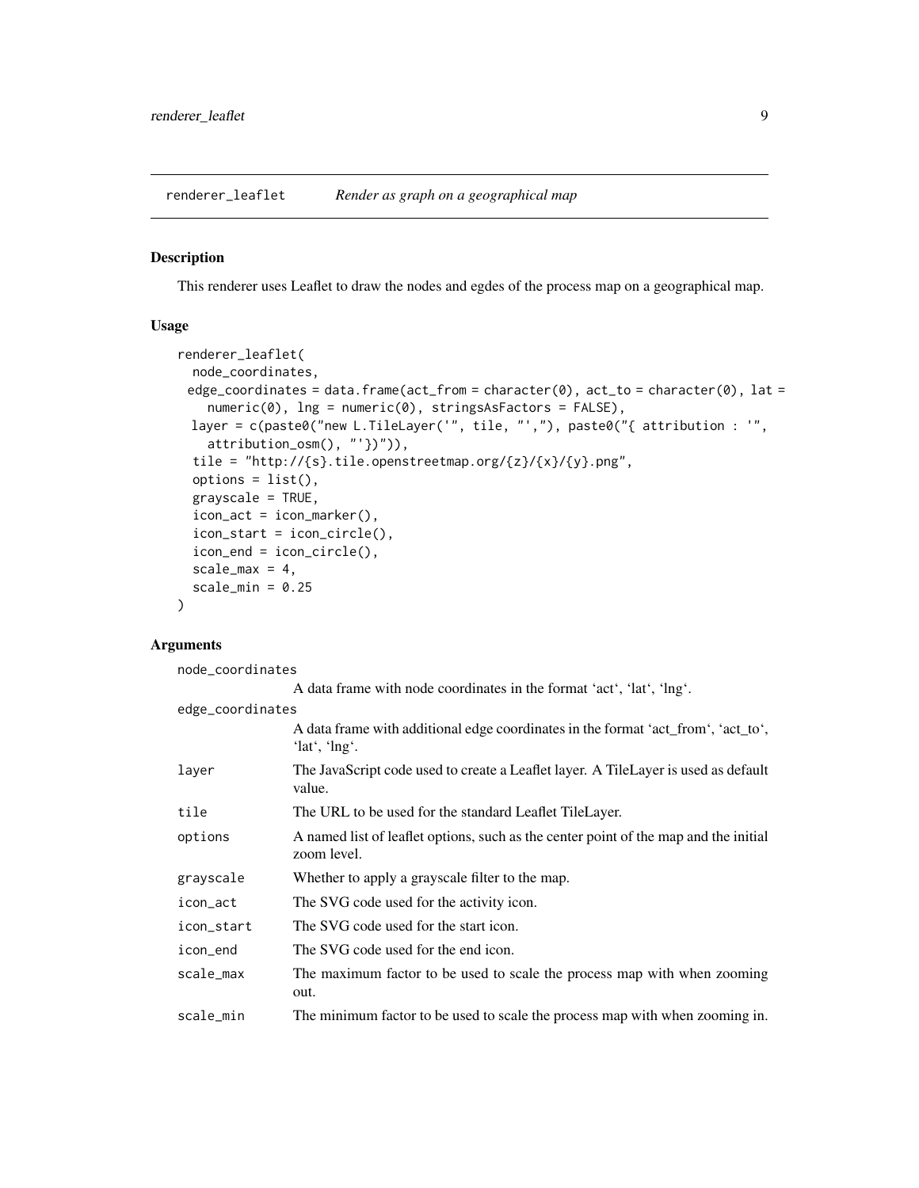## renderer_leaflet *Render as graph on a geographical map*

### Description

This renderer uses Leaflet to draw the nodes and egdes of the process map on a geographical map.

### Usage

```
renderer_leaflet(
  node_coordinates,
  edge_coordinates = data.frame(act_from = character(0), act_to = character(0), lat =
    numeric(0), lng = numeric(0), stringsAsFactors = FALSE),
  layer = c(paste0("new L.TileLayer('", tile, "',"), paste0("{ attribution : '",
    attribution_osm(), "'})")),
  tile = "http://{s}.tile.openstreetmap.org/{z}/{x}/{y}.png",
  options = list(),
  grayscale = TRUE,
  icon_act = icon_marker(),
  icon_start = icon_circle(),
  icon_end = icon_circle(),
  scale_max = 4,
  scale_min = 0.25
)
```

### Arguments

| | |
|---|---|
| `node_coordinates` | A data frame with node coordinates in the format 'act', 'lat', 'lng'. |
| `edge_coordinates` | A data frame with additional edge coordinates in the format 'act_from', 'act_to', 'lat', 'lng'. |
| `layer` | The JavaScript code used to create a Leaflet layer. A TileLayer is used as default value. |
| `tile` | The URL to be used for the standard Leaflet TileLayer. |
| `options` | A named list of leaflet options, such as the center point of the map and the initial zoom level. |
| `grayscale` | Whether to apply a grayscale filter to the map. |
| `icon_act` | The SVG code used for the activity icon. |
| `icon_start` | The SVG code used for the start icon. |
| `icon_end` | The SVG code used for the end icon. |
| `scale_max` | The maximum factor to be used to scale the process map with when zooming out. |
| `scale_min` | The minimum factor to be used to scale the process map with when zooming in. |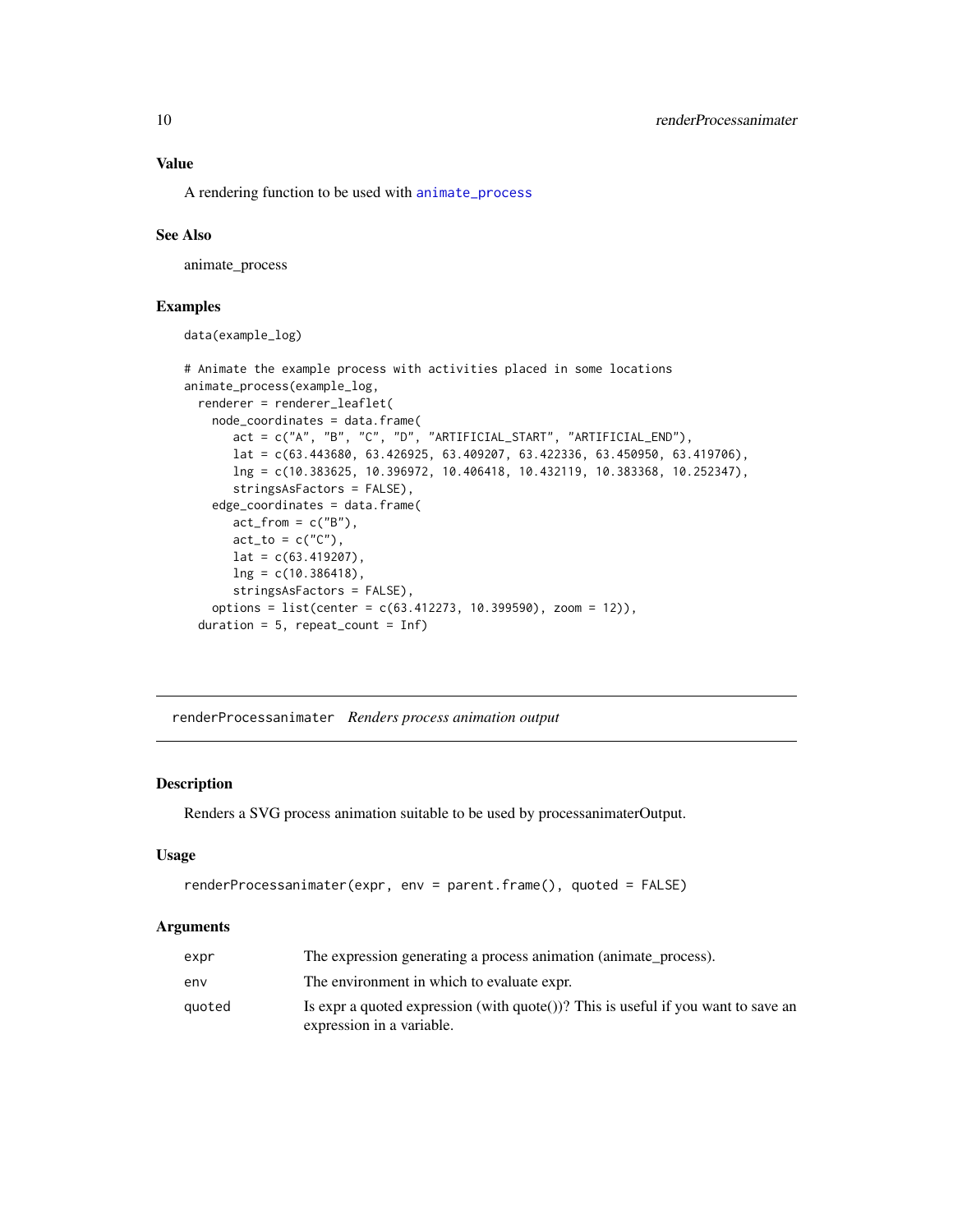### Value

A rendering function to be used with animate_process

### See Also

animate_process

### Examples

```
data(example_log)

# Animate the example process with activities placed in some locations
animate_process(example_log,
  renderer = renderer_leaflet(
    node_coordinates = data.frame(
       act = c("A", "B", "C", "D", "ARTIFICIAL_START", "ARTIFICIAL_END"),
       lat = c(63.443680, 63.426925, 63.409207, 63.422336, 63.450950, 63.419706),
       lng = c(10.383625, 10.396972, 10.406418, 10.432119, 10.383368, 10.252347),
       stringsAsFactors = FALSE),
    edge_coordinates = data.frame(
       act_from = c("B"),
       act_to = c("C"),
       lat = c(63.419207),
       lng = c(10.386418),
       stringsAsFactors = FALSE),
    options = list(center = c(63.412273, 10.399590), zoom = 12)),
  duration = 5, repeat_count = Inf)
```

---

## renderProcessanimater *Renders process animation output*

### Description

Renders a SVG process animation suitable to be used by processanimaterOutput.

### Usage

```
renderProcessanimater(expr, env = parent.frame(), quoted = FALSE)
```

### Arguments

| | |
|---|---|
| expr | The expression generating a process animation (animate_process). |
| env | The environment in which to evaluate expr. |
| quoted | Is expr a quoted expression (with quote())? This is useful if you want to save an expression in a variable. |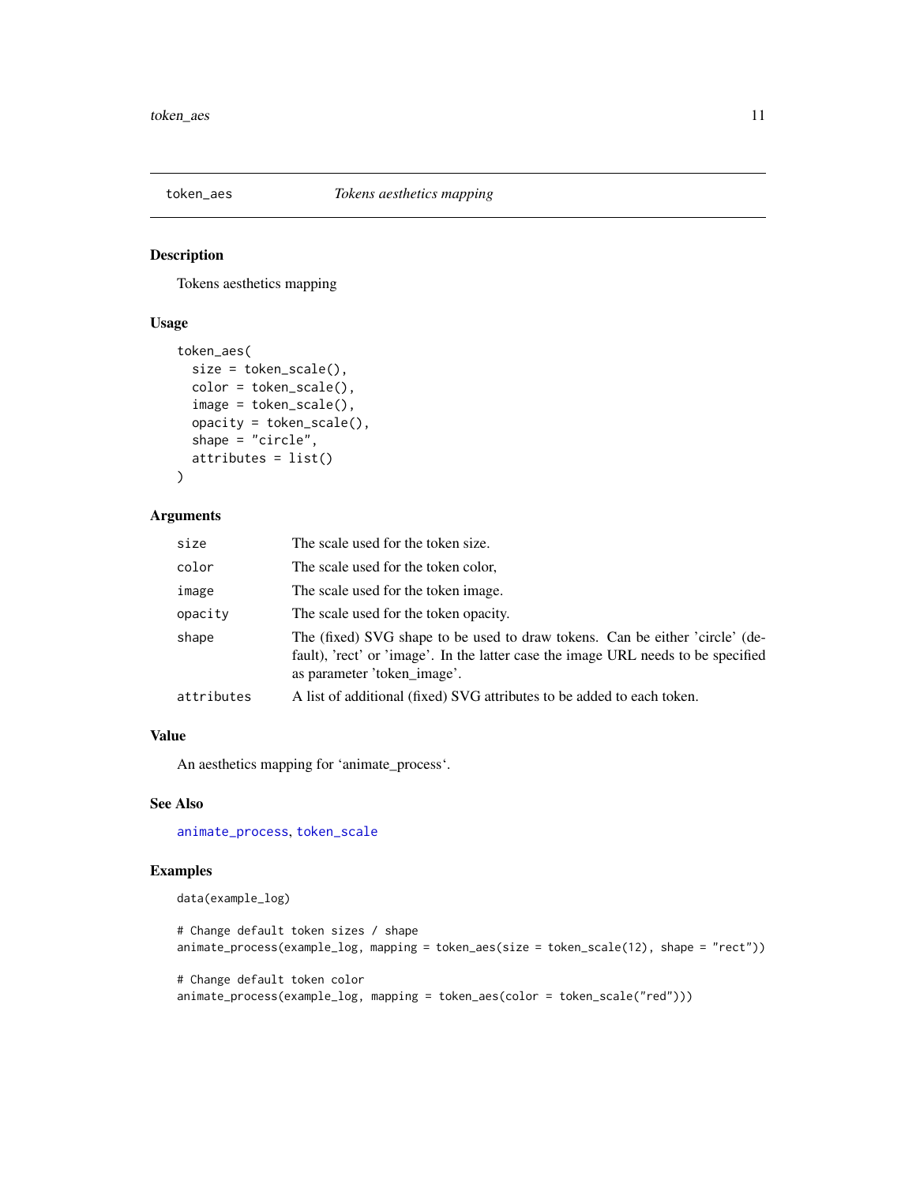# token_aes — *Tokens aesthetics mapping*

## Description

Tokens aesthetics mapping

## Usage

```
token_aes(
  size = token_scale(),
  color = token_scale(),
  image = token_scale(),
  opacity = token_scale(),
  shape = "circle",
  attributes = list()
)
```

## Arguments

| | |
|---|---|
| size | The scale used for the token size. |
| color | The scale used for the token color, |
| image | The scale used for the token image. |
| opacity | The scale used for the token opacity. |
| shape | The (fixed) SVG shape to be used to draw tokens. Can be either 'circle' (default), 'rect' or 'image'. In the latter case the image URL needs to be specified as parameter 'token_image'. |
| attributes | A list of additional (fixed) SVG attributes to be added to each token. |

## Value

An aesthetics mapping for 'animate_process'.

## See Also

animate_process, token_scale

## Examples

```
data(example_log)

# Change default token sizes / shape
animate_process(example_log, mapping = token_aes(size = token_scale(12), shape = "rect"))

# Change default token color
animate_process(example_log, mapping = token_aes(color = token_scale("red")))
```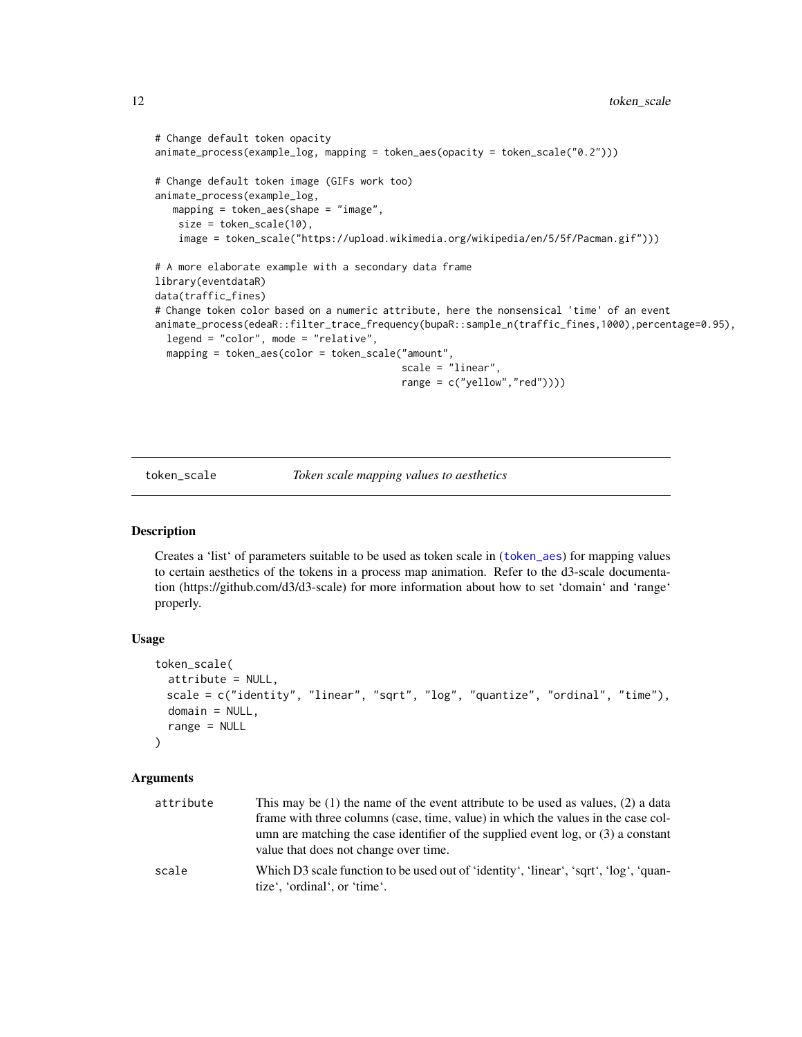```
# Change default token opacity
animate_process(example_log, mapping = token_aes(opacity = token_scale("0.2")))

# Change default token image (GIFs work too)
animate_process(example_log,
   mapping = token_aes(shape = "image",
    size = token_scale(10),
    image = token_scale("https://upload.wikimedia.org/wikipedia/en/5/5f/Pacman.gif")))

# A more elaborate example with a secondary data frame
library(eventdataR)
data(traffic_fines)
# Change token color based on a numeric attribute, here the nonsensical 'time' of an event
animate_process(edeaR::filter_trace_frequency(bupaR::sample_n(traffic_fines,1000),percentage=0.95),
  legend = "color", mode = "relative",
  mapping = token_aes(color = token_scale("amount",
                                          scale = "linear",
                                          range = c("yellow","red"))))
```

## token_scale — *Token scale mapping values to aesthetics*

### Description

Creates a 'list' of parameters suitable to be used as token scale in (token_aes) for mapping values to certain aesthetics of the tokens in a process map animation. Refer to the d3-scale documentation (https://github.com/d3/d3-scale) for more information about how to set 'domain' and 'range' properly.

### Usage

```
token_scale(
  attribute = NULL,
  scale = c("identity", "linear", "sqrt", "log", "quantize", "ordinal", "time"),
  domain = NULL,
  range = NULL
)
```

### Arguments

| | |
|---|---|
| attribute | This may be (1) the name of the event attribute to be used as values, (2) a data frame with three columns (case, time, value) in which the values in the case column are matching the case identifier of the supplied event log, or (3) a constant value that does not change over time. |
| scale | Which D3 scale function to be used out of 'identity', 'linear', 'sqrt', 'log', 'quantize', 'ordinal', or 'time'. |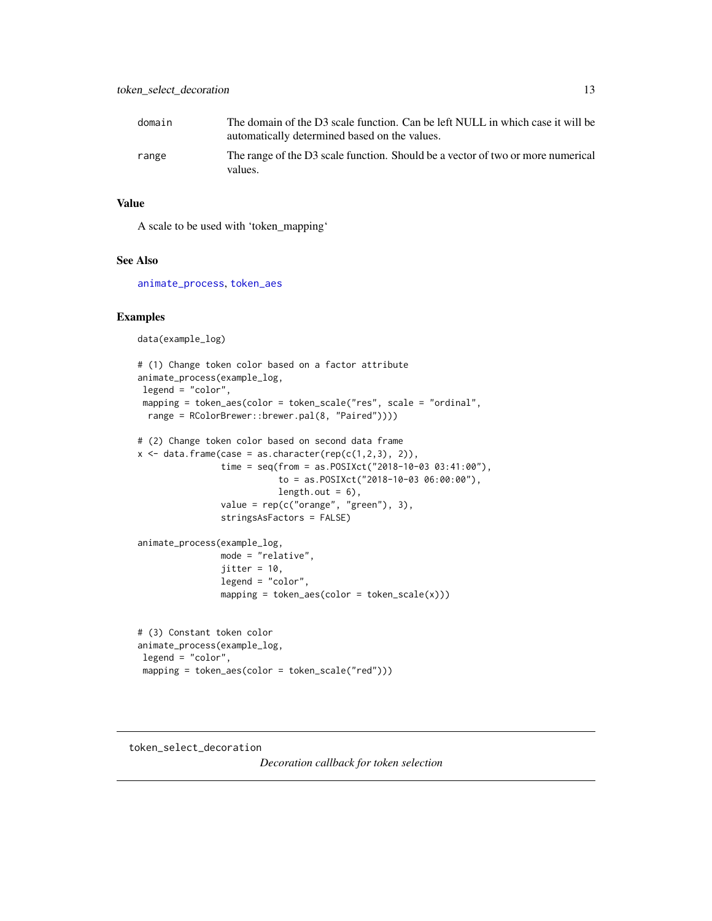| | |
|---|---|
| domain | The domain of the D3 scale function. Can be left NULL in which case it will be automatically determined based on the values. |
| range | The range of the D3 scale function. Should be a vector of two or more numerical values. |

### Value

A scale to be used with 'token_mapping'

### See Also

animate_process, token_aes

### Examples

```
data(example_log)

# (1) Change token color based on a factor attribute
animate_process(example_log,
 legend = "color",
 mapping = token_aes(color = token_scale("res", scale = "ordinal",
  range = RColorBrewer::brewer.pal(8, "Paired"))))

# (2) Change token color based on second data frame
x <- data.frame(case = as.character(rep(c(1,2,3), 2)),
                time = seq(from = as.POSIXct("2018-10-03 03:41:00"),
                           to = as.POSIXct("2018-10-03 06:00:00"),
                           length.out = 6),
                value = rep(c("orange", "green"), 3),
                stringsAsFactors = FALSE)

animate_process(example_log,
                mode = "relative",
                jitter = 10,
                legend = "color",
                mapping = token_aes(color = token_scale(x)))


# (3) Constant token color
animate_process(example_log,
 legend = "color",
 mapping = token_aes(color = token_scale("red")))
```

---

## token_select_decoration

*Decoration callback for token selection*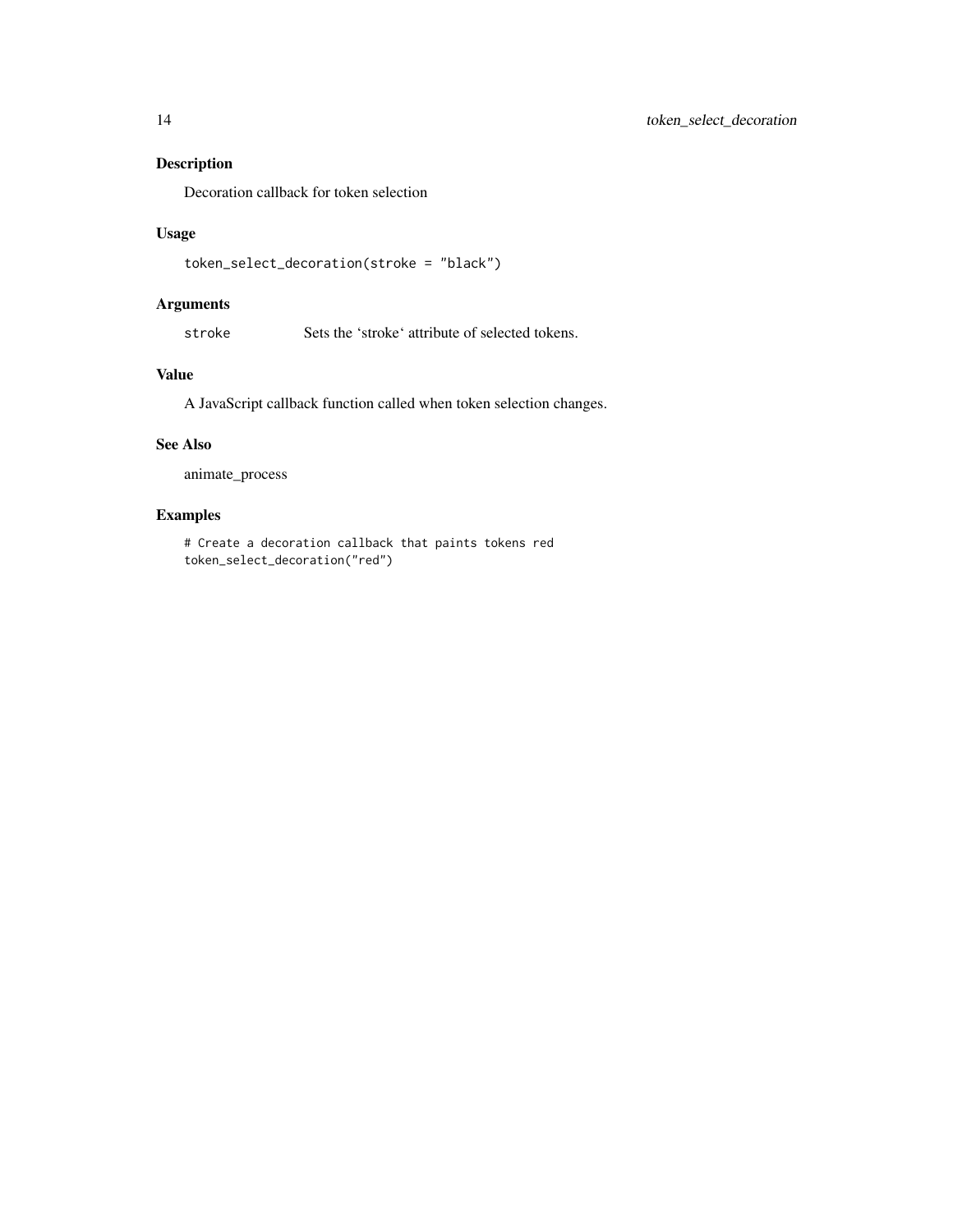## Description

Decoration callback for token selection

## Usage

```
token_select_decoration(stroke = "black")
```

## Arguments

stroke    Sets the ‘stroke‘ attribute of selected tokens.

## Value

A JavaScript callback function called when token selection changes.

## See Also

animate_process

## Examples

```
# Create a decoration callback that paints tokens red
token_select_decoration("red")
```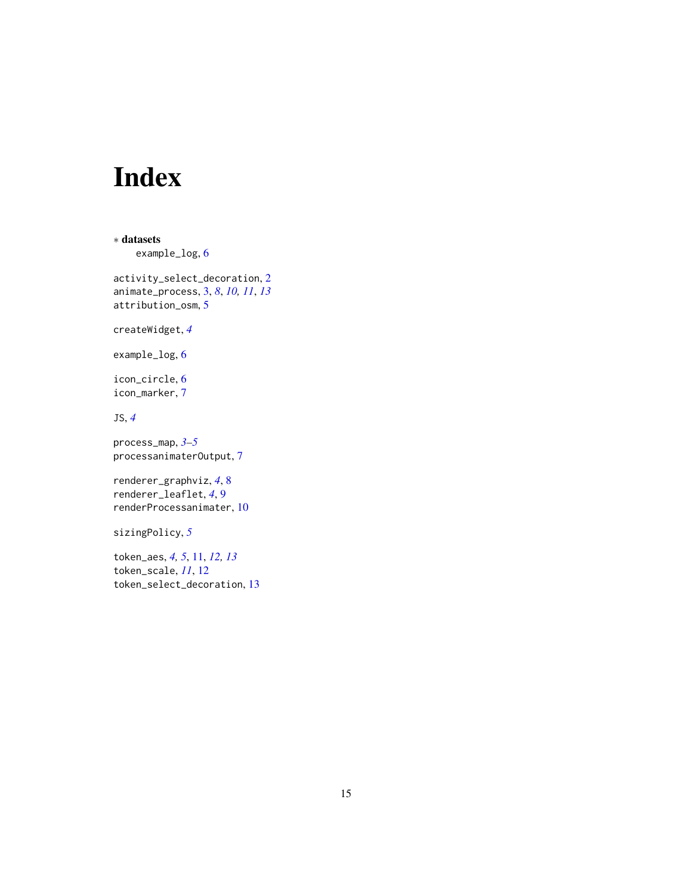# Index

* **datasets**
  example_log, 6

activity_select_decoration, 2
animate_process, 3, *8*, *10, 11*, *13*
attribution_osm, 5

createWidget, *4*

example_log, 6

icon_circle, 6
icon_marker, 7

JS, *4*

process_map, *3–5*
processanimaterOutput, 7

renderer_graphviz, *4*, 8
renderer_leaflet, *4*, 9
renderProcessanimater, 10

sizingPolicy, *5*

token_aes, *4, 5*, 11, *12, 13*
token_scale, *11*, 12
token_select_decoration, 13